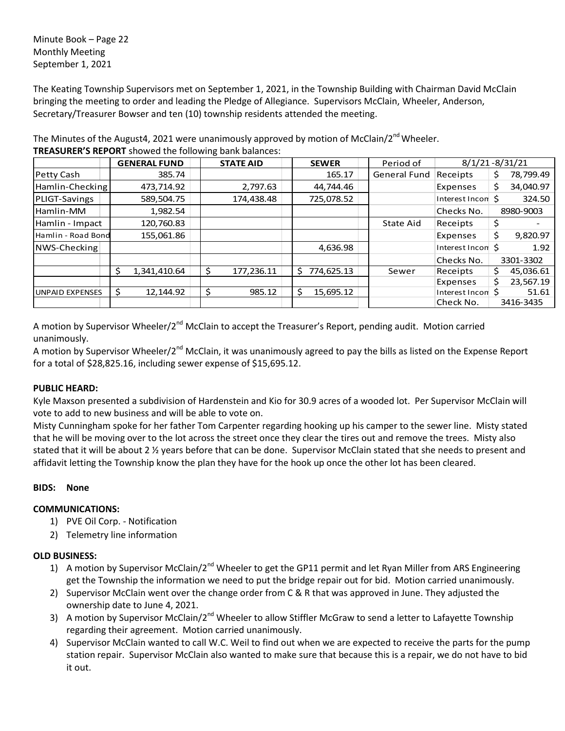Minute Book – Page 22
Monthly Meeting
September 1, 2021

The Keating Township Supervisors met on September 1, 2021, in the Township Building with Chairman David McClain bringing the meeting to order and leading the Pledge of Allegiance. Supervisors McClain, Wheeler, Anderson, Secretary/Treasurer Bowser and ten (10) township residents attended the meeting.

The Minutes of the August4, 2021 were unanimously approved by motion of McClain/2nd Wheeler.

**TREASURER'S REPORT** showed the following bank balances:

| | GENERAL FUND | STATE AID | SEWER | Period of | 8/1/21 -8/31/21 | |
|---|---|---|---|---|---|---|
| Petty Cash | 385.74 | | 165.17 | General Fund | Receipts | $ 78,799.49 |
| Hamlin-Checking | 473,714.92 | 2,797.63 | 44,744.46 | | Expenses | $ 34,040.97 |
| PLIGT-Savings | 589,504.75 | 174,438.48 | 725,078.52 | | Interest Incom | $ 324.50 |
| Hamlin-MM | 1,982.54 | | | | Checks No. | 8980-9003 |
| Hamlin - Impact | 120,760.83 | | | State Aid | Receipts | $ - |
| Hamlin - Road Bond | 155,061.86 | | | | Expenses | $ 9,820.97 |
| NWS-Checking | | | 4,636.98 | | Interest Incom | $ 1.92 |
| | | | | | Checks No. | 3301-3302 |
| | $ 1,341,410.64 | $ 177,236.11 | $ 774,625.13 | Sewer | Receipts | $ 45,036.61 |
| | | | | | Expenses | $ 23,567.19 |
| UNPAID EXPENSES | $ 12,144.92 | $ 985.12 | $ 15,695.12 | | Interest Incom | $ 51.61 |
| | | | | | Check No. | 3416-3435 |

A motion by Supervisor Wheeler/2nd McClain to accept the Treasurer's Report, pending audit. Motion carried unanimously.

A motion by Supervisor Wheeler/2nd McClain, it was unanimously agreed to pay the bills as listed on the Expense Report for a total of $28,825.16, including sewer expense of $15,695.12.

**PUBLIC HEARD:**

Kyle Maxson presented a subdivision of Hardenstein and Kio for 30.9 acres of a wooded lot. Per Supervisor McClain will vote to add to new business and will be able to vote on.

Misty Cunningham spoke for her father Tom Carpenter regarding hooking up his camper to the sewer line. Misty stated that he will be moving over to the lot across the street once they clear the tires out and remove the trees. Misty also stated that it will be about 2 ½ years before that can be done. Supervisor McClain stated that she needs to present and affidavit letting the Township know the plan they have for the hook up once the other lot has been cleared.

**BIDS: None**

**COMMUNICATIONS:**

1) PVE Oil Corp. - Notification
2) Telemetry line information

**OLD BUSINESS:**

1) A motion by Supervisor McClain/2nd Wheeler to get the GP11 permit and let Ryan Miller from ARS Engineering get the Township the information we need to put the bridge repair out for bid. Motion carried unanimously.
2) Supervisor McClain went over the change order from C & R that was approved in June. They adjusted the ownership date to June 4, 2021.
3) A motion by Supervisor McClain/2nd Wheeler to allow Stiffler McGraw to send a letter to Lafayette Township regarding their agreement. Motion carried unanimously.
4) Supervisor McClain wanted to call W.C. Weil to find out when we are expected to receive the parts for the pump station repair. Supervisor McClain also wanted to make sure that because this is a repair, we do not have to bid it out.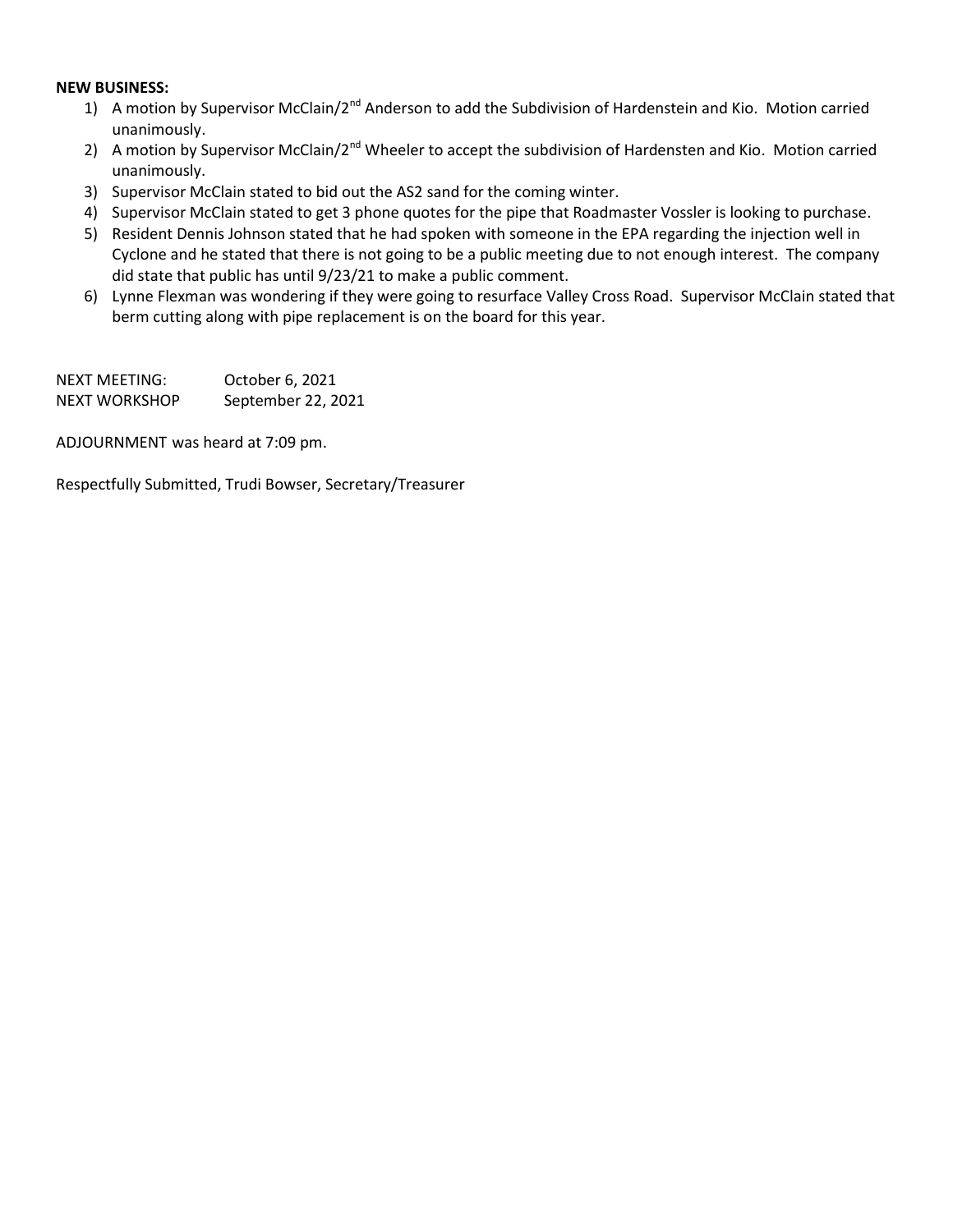**NEW BUSINESS:**

1) A motion by Supervisor McClain/2nd Anderson to add the Subdivision of Hardenstein and Kio. Motion carried unanimously.
2) A motion by Supervisor McClain/2nd Wheeler to accept the subdivision of Hardensten and Kio. Motion carried unanimously.
3) Supervisor McClain stated to bid out the AS2 sand for the coming winter.
4) Supervisor McClain stated to get 3 phone quotes for the pipe that Roadmaster Vossler is looking to purchase.
5) Resident Dennis Johnson stated that he had spoken with someone in the EPA regarding the injection well in Cyclone and he stated that there is not going to be a public meeting due to not enough interest. The company did state that public has until 9/23/21 to make a public comment.
6) Lynne Flexman was wondering if they were going to resurface Valley Cross Road. Supervisor McClain stated that berm cutting along with pipe replacement is on the board for this year.

NEXT MEETING: October 6, 2021
NEXT WORKSHOP September 22, 2021

ADJOURNMENT was heard at 7:09 pm.

Respectfully Submitted, Trudi Bowser, Secretary/Treasurer